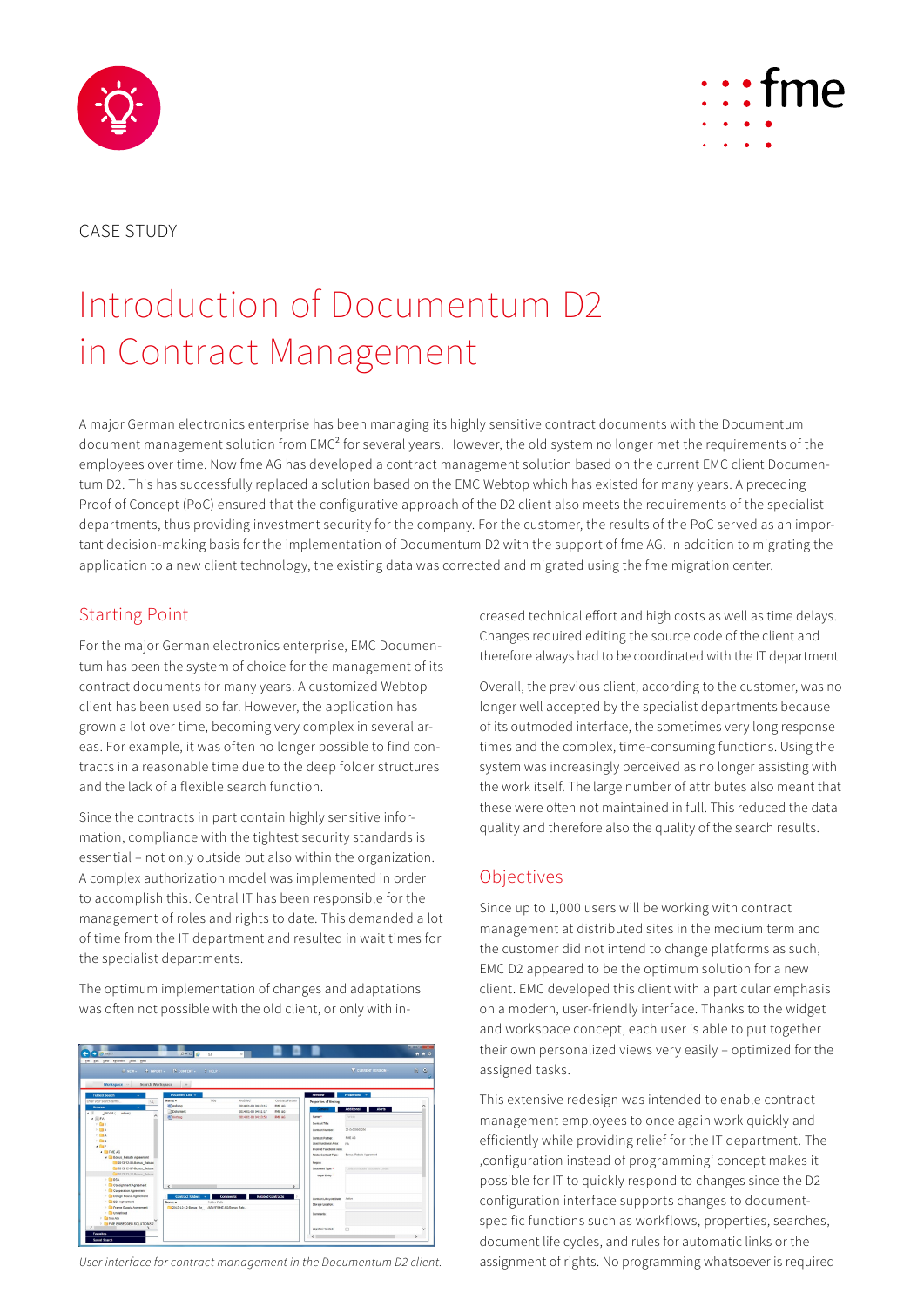CASE STUDY

# Introduction of Documentum D2 in Contract Management

A major German electronics enterprise has been managing its highly sensitive contract documents with the Documentum document management solution from EMC[2] for several years. However, the old system no longer met the requirements of the employees over time. Now fme AG has developed a contract management solution based on the current EMC client Documentum D2. This has successfully replaced a solution based on the EMC Webtop which has existed for many years. A preceding Proof of Concept (PoC) ensured that the configurative approach of the D2 client also meets the requirements of the specialist departments, thus providing investment security for the company. For the customer, the results of the PoC served as an important decision-making basis for the implementation of Documentum D2 with the support of fme AG. In addition to migrating the application to a new client technology, the existing data was corrected and migrated using the fme migration center.

## Starting Point

For the major German electronics enterprise, EMC Documentum has been the system of choice for the management of its contract documents for many years. A customized Webtop client has been used so far. However, the application has grown a lot over time, becoming very complex in several areas. For example, it was often no longer possible to find contracts in a reasonable time due to the deep folder structures and the lack of a flexible search function.

Since the contracts in part contain highly sensitive information, compliance with the tightest security standards is essential – not only outside but also within the organization. A complex authorization model was implemented in order to accomplish this. Central IT has been responsible for the management of roles and rights to date. This demanded a lot of time from the IT department and resulted in wait times for the specialist departments.

The optimum implementation of changes and adaptations was often not possible with the old client, or only with increased technical effort and high costs as well as time delays. Changes required editing the source code of the client and therefore always had to be coordinated with the IT department.

*User interface for contract management in the Documentum D2 client.*

Overall, the previous client, according to the customer, was no longer well accepted by the specialist departments because of its outmoded interface, the sometimes very long response times and the complex, time-consuming functions. Using the system was increasingly perceived as no longer assisting with the work itself. The large number of attributes also meant that these were often not maintained in full. This reduced the data quality and therefore also the quality of the search results.

## Objectives

Since up to 1,000 users will be working with contract management at distributed sites in the medium term and the customer did not intend to change platforms as such, EMC D2 appeared to be the optimum solution for a new client. EMC developed this client with a particular emphasis on a modern, user-friendly interface. Thanks to the widget and workspace concept, each user is able to put together their own personalized views very easily – optimized for the assigned tasks.

This extensive redesign was intended to enable contract management employees to once again work quickly and efficiently while providing relief for the IT department. The ‚configuration instead of programming' concept makes it possible for IT to quickly respond to changes since the D2 configuration interface supports changes to document-specific functions such as workflows, properties, searches, document life cycles, and rules for automatic links or the assignment of rights. No programming whatsoever is required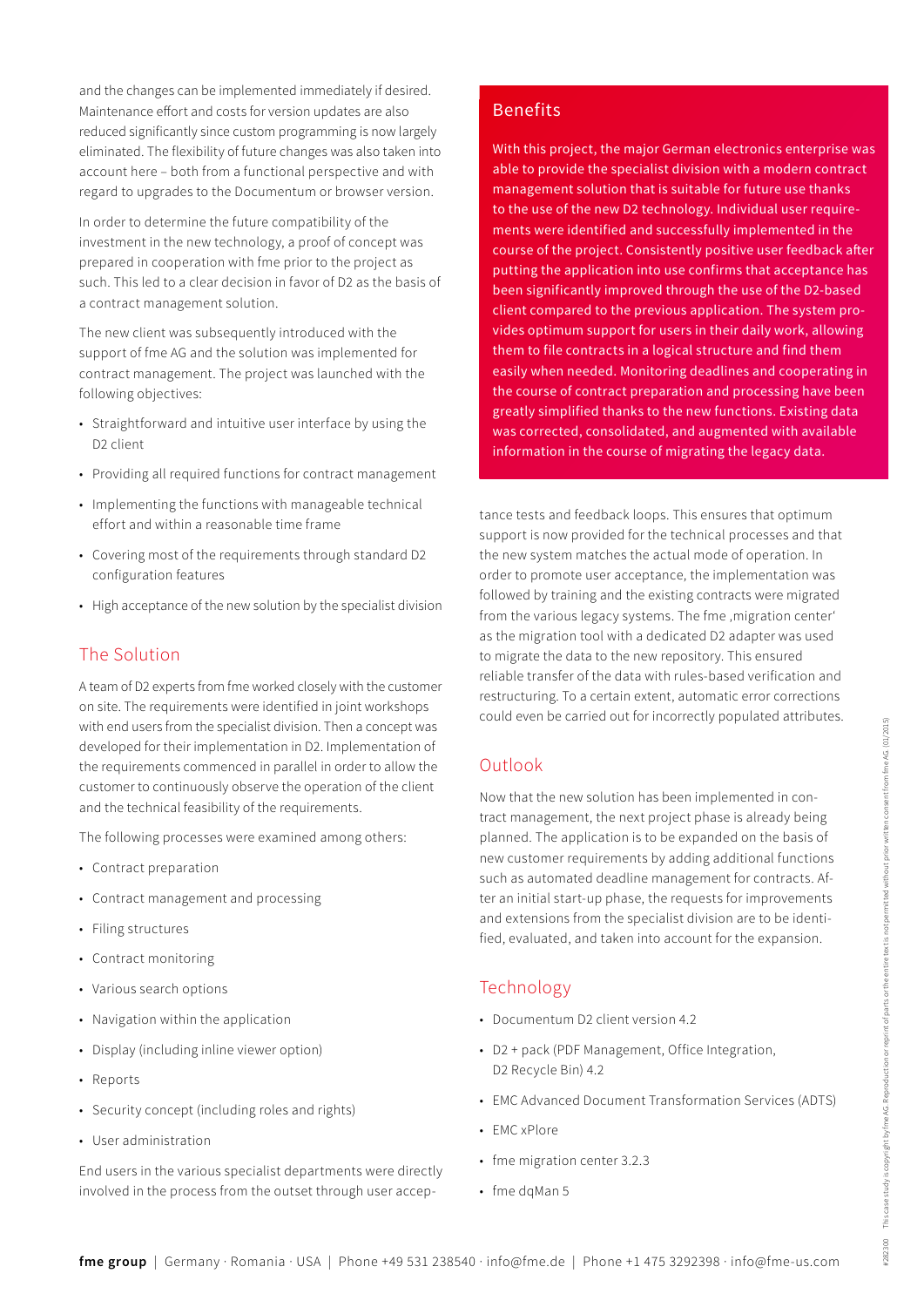and the changes can be implemented immediately if desired. Maintenance effort and costs for version updates are also reduced significantly since custom programming is now largely eliminated. The flexibility of future changes was also taken into account here – both from a functional perspective and with regard to upgrades to the Documentum or browser version.

In order to determine the future compatibility of the investment in the new technology, a proof of concept was prepared in cooperation with fme prior to the project as such. This led to a clear decision in favor of D2 as the basis of a contract management solution.

The new client was subsequently introduced with the support of fme AG and the solution was implemented for contract management. The project was launched with the following objectives:

- Straightforward and intuitive user interface by using the D2 client
- Providing all required functions for contract management
- Implementing the functions with manageable technical effort and within a reasonable time frame
- Covering most of the requirements through standard D2 configuration features
- High acceptance of the new solution by the specialist division

## The Solution

A team of D2 experts from fme worked closely with the customer on site. The requirements were identified in joint workshops with end users from the specialist division. Then a concept was developed for their implementation in D2. Implementation of the requirements commenced in parallel in order to allow the customer to continuously observe the operation of the client and the technical feasibility of the requirements.

The following processes were examined among others:

- Contract preparation
- Contract management and processing
- Filing structures
- Contract monitoring
- Various search options
- Navigation within the application
- Display (including inline viewer option)
- Reports
- Security concept (including roles and rights)
- User administration

End users in the various specialist departments were directly involved in the process from the outset through user acceptance tests and feedback loops. This ensures that optimum support is now provided for the technical processes and that the new system matches the actual mode of operation. In order to promote user acceptance, the implementation was followed by training and the existing contracts were migrated from the various legacy systems. The fme ‚migration center' as the migration tool with a dedicated D2 adapter was used to migrate the data to the new repository. This ensured reliable transfer of the data with rules-based verification and restructuring. To a certain extent, automatic error corrections could even be carried out for incorrectly populated attributes.

## Benefits

With this project, the major German electronics enterprise was able to provide the specialist division with a modern contract management solution that is suitable for future use thanks to the use of the new D2 technology. Individual user requirements were identified and successfully implemented in the course of the project. Consistently positive user feedback after putting the application into use confirms that acceptance has been significantly improved through the use of the D2-based client compared to the previous application. The system provides optimum support for users in their daily work, allowing them to file contracts in a logical structure and find them easily when needed. Monitoring deadlines and cooperating in the course of contract preparation and processing have been greatly simplified thanks to the new functions. Existing data was corrected, consolidated, and augmented with available information in the course of migrating the legacy data.

## Outlook

Now that the new solution has been implemented in contract management, the next project phase is already being planned. The application is to be expanded on the basis of new customer requirements by adding additional functions such as automated deadline management for contracts. After an initial start-up phase, the requests for improvements and extensions from the specialist division are to be identified, evaluated, and taken into account for the expansion.

## Technology

- Documentum D2 client version 4.2
- D2 + pack (PDF Management, Office Integration, D2 Recycle Bin) 4.2
- EMC Advanced Document Transformation Services (ADTS)
- EMC xPlore
- fme migration center 3.2.3
- fme dqMan 5

This case study is copyright by fme AG. Reproduction or reprint of parts or the entire text is not permitted without prior written consent from fme AG. (01/2015)

**fme group** | Germany · Romania · USA | Phone +49 531 238540 · info@fme.de | Phone +1 475 3292398 · info@fme-us.com